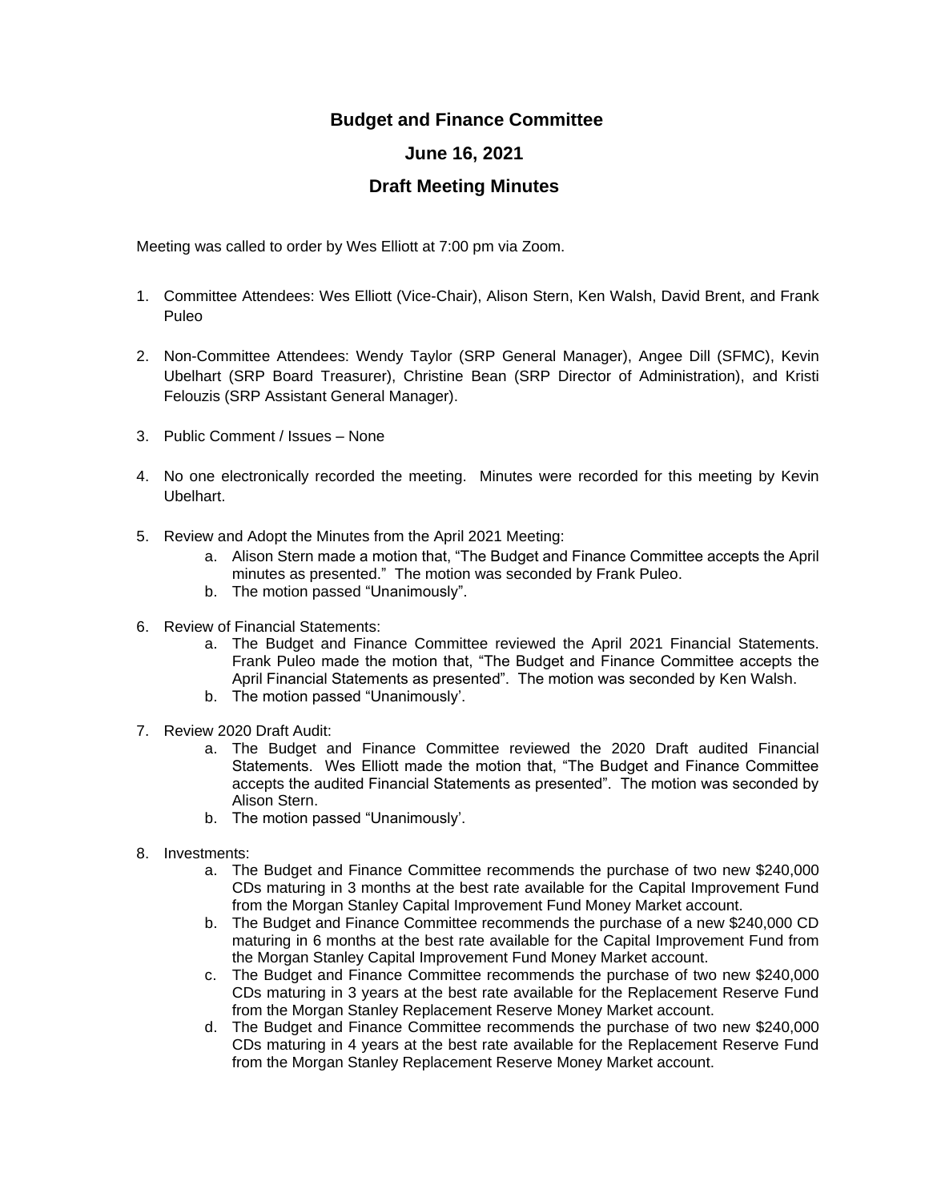# Budget and Finance Committee

## June 16, 2021

## Draft Meeting Minutes

Meeting was called to order by Wes Elliott at 7:00 pm via Zoom.

1. Committee Attendees: Wes Elliott (Vice-Chair), Alison Stern, Ken Walsh, David Brent, and Frank Puleo

2. Non-Committee Attendees: Wendy Taylor (SRP General Manager), Angee Dill (SFMC), Kevin Ubelhart (SRP Board Treasurer), Christine Bean (SRP Director of Administration), and Kristi Felouzis (SRP Assistant General Manager).

3. Public Comment / Issues – None

4. No one electronically recorded the meeting. Minutes were recorded for this meeting by Kevin Ubelhart.

5. Review and Adopt the Minutes from the April 2021 Meeting:
   a. Alison Stern made a motion that, "The Budget and Finance Committee accepts the April minutes as presented." The motion was seconded by Frank Puleo.
   b. The motion passed "Unanimously".

6. Review of Financial Statements:
   a. The Budget and Finance Committee reviewed the April 2021 Financial Statements. Frank Puleo made the motion that, "The Budget and Finance Committee accepts the April Financial Statements as presented". The motion was seconded by Ken Walsh.
   b. The motion passed "Unanimously'.

7. Review 2020 Draft Audit:
   a. The Budget and Finance Committee reviewed the 2020 Draft audited Financial Statements. Wes Elliott made the motion that, "The Budget and Finance Committee accepts the audited Financial Statements as presented". The motion was seconded by Alison Stern.
   b. The motion passed "Unanimously'.

8. Investments:
   a. The Budget and Finance Committee recommends the purchase of two new $240,000 CDs maturing in 3 months at the best rate available for the Capital Improvement Fund from the Morgan Stanley Capital Improvement Fund Money Market account.
   b. The Budget and Finance Committee recommends the purchase of a new $240,000 CD maturing in 6 months at the best rate available for the Capital Improvement Fund from the Morgan Stanley Capital Improvement Fund Money Market account.
   c. The Budget and Finance Committee recommends the purchase of two new $240,000 CDs maturing in 3 years at the best rate available for the Replacement Reserve Fund from the Morgan Stanley Replacement Reserve Money Market account.
   d. The Budget and Finance Committee recommends the purchase of two new $240,000 CDs maturing in 4 years at the best rate available for the Replacement Reserve Fund from the Morgan Stanley Replacement Reserve Money Market account.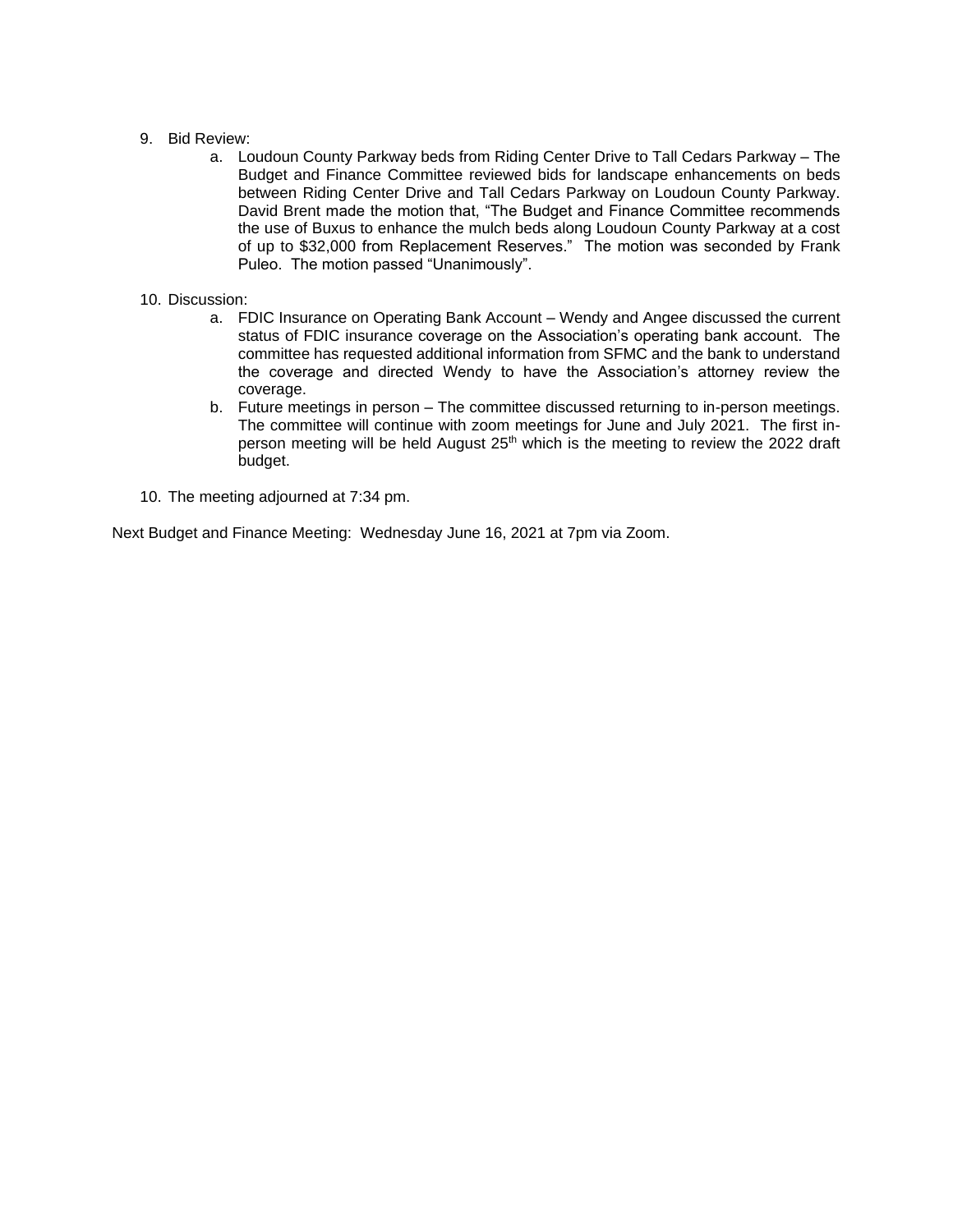9. Bid Review:
    a. Loudoun County Parkway beds from Riding Center Drive to Tall Cedars Parkway – The Budget and Finance Committee reviewed bids for landscape enhancements on beds between Riding Center Drive and Tall Cedars Parkway on Loudoun County Parkway. David Brent made the motion that, "The Budget and Finance Committee recommends the use of Buxus to enhance the mulch beds along Loudoun County Parkway at a cost of up to $32,000 from Replacement Reserves." The motion was seconded by Frank Puleo. The motion passed "Unanimously".

10. Discussion:
    a. FDIC Insurance on Operating Bank Account – Wendy and Angee discussed the current status of FDIC insurance coverage on the Association's operating bank account. The committee has requested additional information from SFMC and the bank to understand the coverage and directed Wendy to have the Association's attorney review the coverage.
    b. Future meetings in person – The committee discussed returning to in-person meetings. The committee will continue with zoom meetings for June and July 2021. The first in-person meeting will be held August 25th which is the meeting to review the 2022 draft budget.

10. The meeting adjourned at 7:34 pm.

Next Budget and Finance Meeting: Wednesday June 16, 2021 at 7pm via Zoom.